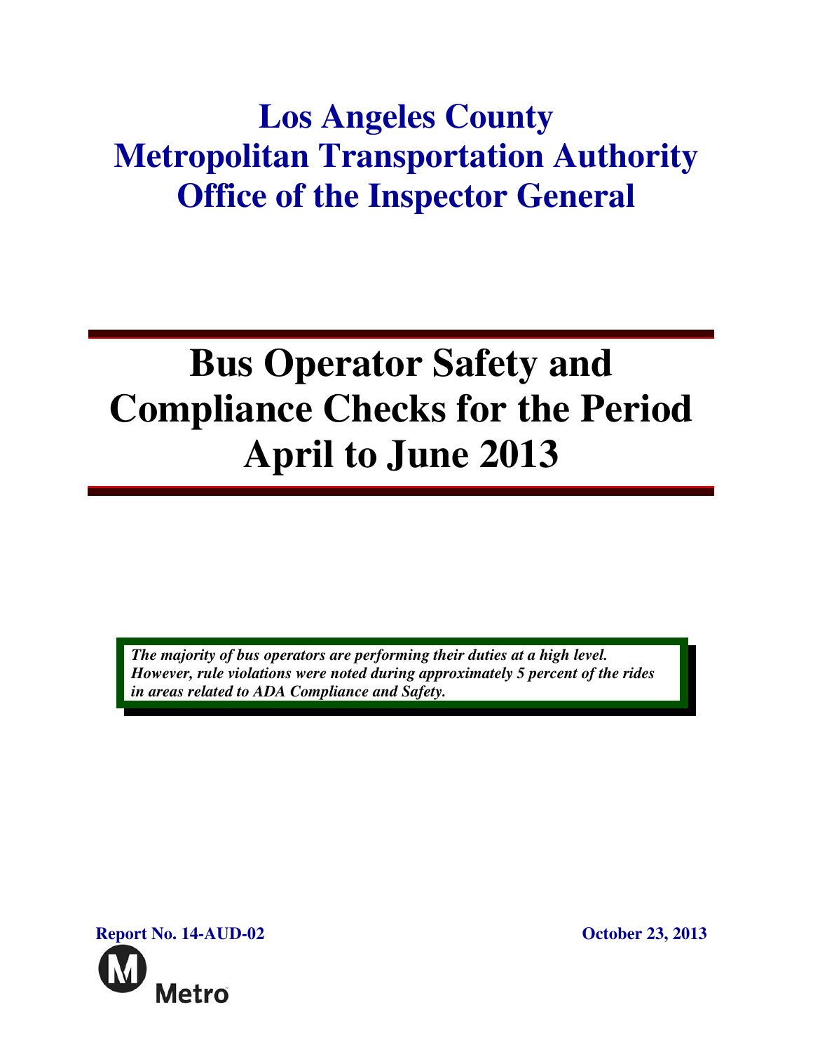# Los Angeles County Metropolitan Transportation Authority Office of the Inspector General

# Bus Operator Safety and Compliance Checks for the Period April to June 2013

***The majority of bus operators are performing their duties at a high level. However, rule violations were noted during approximately 5 percent of the rides in areas related to ADA Compliance and Safety.***

**Report No. 14-AUD-02**

**October 23, 2013**

Metro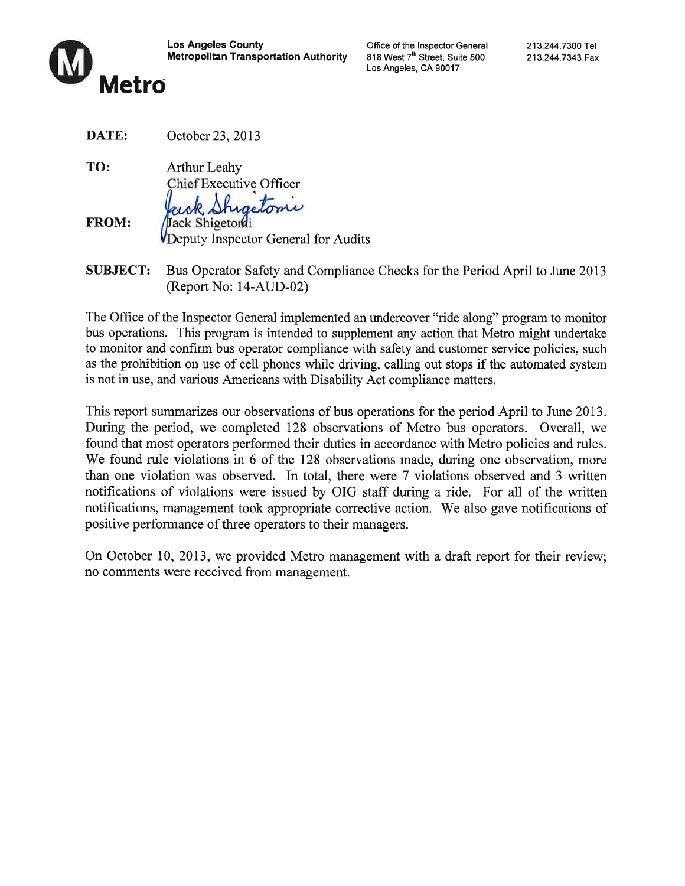**Los Angeles County**
**Metropolitan Transportation Authority**

Office of the Inspector General
818 West 7th Street, Suite 500
Los Angeles, CA 90017

213.244.7300 Tel
213.244.7343 Fax

Metro

**DATE:** October 23, 2013

**TO:** Arthur Leahy
Chief Executive Officer

**FROM:** Jack Shigetomi
Deputy Inspector General for Audits

**SUBJECT:** Bus Operator Safety and Compliance Checks for the Period April to June 2013 (Report No: 14-AUD-02)

The Office of the Inspector General implemented an undercover "ride along" program to monitor bus operations. This program is intended to supplement any action that Metro might undertake to monitor and confirm bus operator compliance with safety and customer service policies, such as the prohibition on use of cell phones while driving, calling out stops if the automated system is not in use, and various Americans with Disability Act compliance matters.

This report summarizes our observations of bus operations for the period April to June 2013. During the period, we completed 128 observations of Metro bus operators. Overall, we found that most operators performed their duties in accordance with Metro policies and rules. We found rule violations in 6 of the 128 observations made, during one observation, more than one violation was observed. In total, there were 7 violations observed and 3 written notifications of violations were issued by OIG staff during a ride. For all of the written notifications, management took appropriate corrective action. We also gave notifications of positive performance of three operators to their managers.

On October 10, 2013, we provided Metro management with a draft report for their review; no comments were received from management.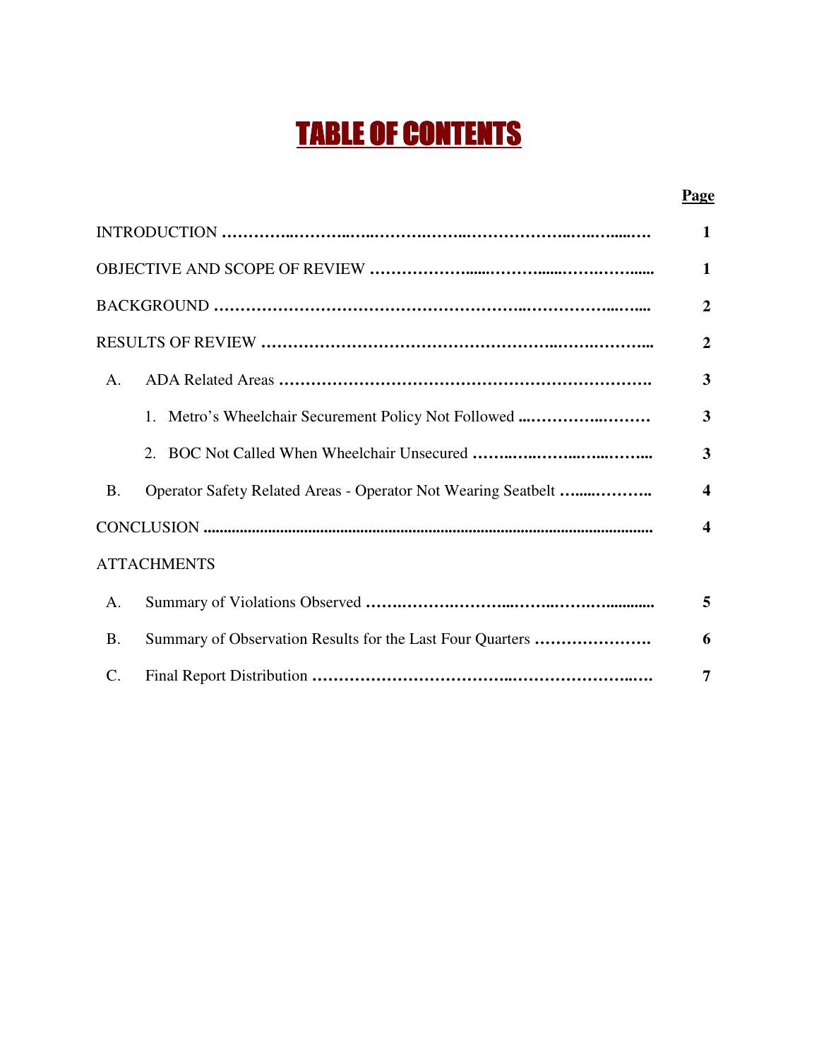# TABLE OF CONTENTS

| | Page |
|---|---|
| INTRODUCTION | 1 |
| OBJECTIVE AND SCOPE OF REVIEW | 1 |
| BACKGROUND | 2 |
| RESULTS OF REVIEW | 2 |
| A. ADA Related Areas | 3 |
| 1. Metro's Wheelchair Securement Policy Not Followed | 3 |
| 2. BOC Not Called When Wheelchair Unsecured | 3 |
| B. Operator Safety Related Areas - Operator Not Wearing Seatbelt | 4 |
| CONCLUSION | 4 |
| ATTACHMENTS | |
| A. Summary of Violations Observed | 5 |
| B. Summary of Observation Results for the Last Four Quarters | 6 |
| C. Final Report Distribution | 7 |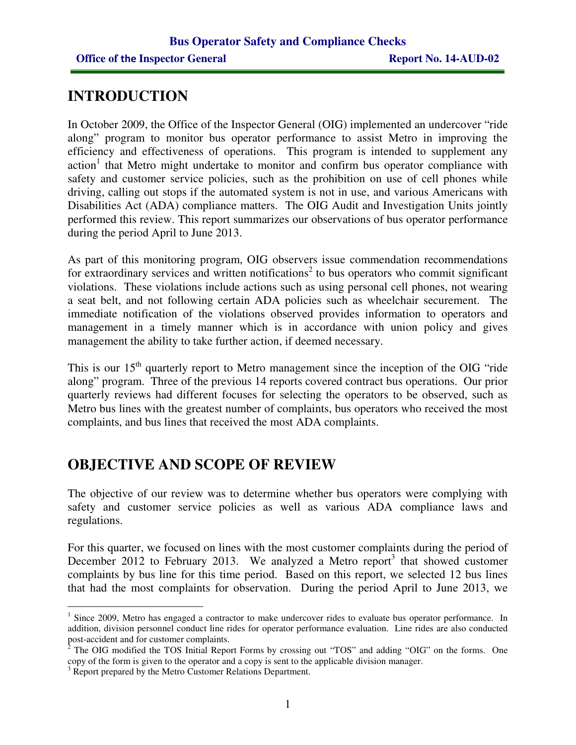# INTRODUCTION

In October 2009, the Office of the Inspector General (OIG) implemented an undercover "ride along" program to monitor bus operator performance to assist Metro in improving the efficiency and effectiveness of operations. This program is intended to supplement any action[1] that Metro might undertake to monitor and confirm bus operator compliance with safety and customer service policies, such as the prohibition on use of cell phones while driving, calling out stops if the automated system is not in use, and various Americans with Disabilities Act (ADA) compliance matters. The OIG Audit and Investigation Units jointly performed this review. This report summarizes our observations of bus operator performance during the period April to June 2013.

As part of this monitoring program, OIG observers issue commendation recommendations for extraordinary services and written notifications[2] to bus operators who commit significant violations. These violations include actions such as using personal cell phones, not wearing a seat belt, and not following certain ADA policies such as wheelchair securement. The immediate notification of the violations observed provides information to operators and management in a timely manner which is in accordance with union policy and gives management the ability to take further action, if deemed necessary.

This is our 15th quarterly report to Metro management since the inception of the OIG "ride along" program. Three of the previous 14 reports covered contract bus operations. Our prior quarterly reviews had different focuses for selecting the operators to be observed, such as Metro bus lines with the greatest number of complaints, bus operators who received the most complaints, and bus lines that received the most ADA complaints.

# OBJECTIVE AND SCOPE OF REVIEW

The objective of our review was to determine whether bus operators were complying with safety and customer service policies as well as various ADA compliance laws and regulations.

For this quarter, we focused on lines with the most customer complaints during the period of December 2012 to February 2013. We analyzed a Metro report[3] that showed customer complaints by bus line for this time period. Based on this report, we selected 12 bus lines that had the most complaints for observation. During the period April to June 2013, we

---

[1] Since 2009, Metro has engaged a contractor to make undercover rides to evaluate bus operator performance. In addition, division personnel conduct line rides for operator performance evaluation. Line rides are also conducted post-accident and for customer complaints.

[2] The OIG modified the TOS Initial Report Forms by crossing out "TOS" and adding "OIG" on the forms. One copy of the form is given to the operator and a copy is sent to the applicable division manager.

[3] Report prepared by the Metro Customer Relations Department.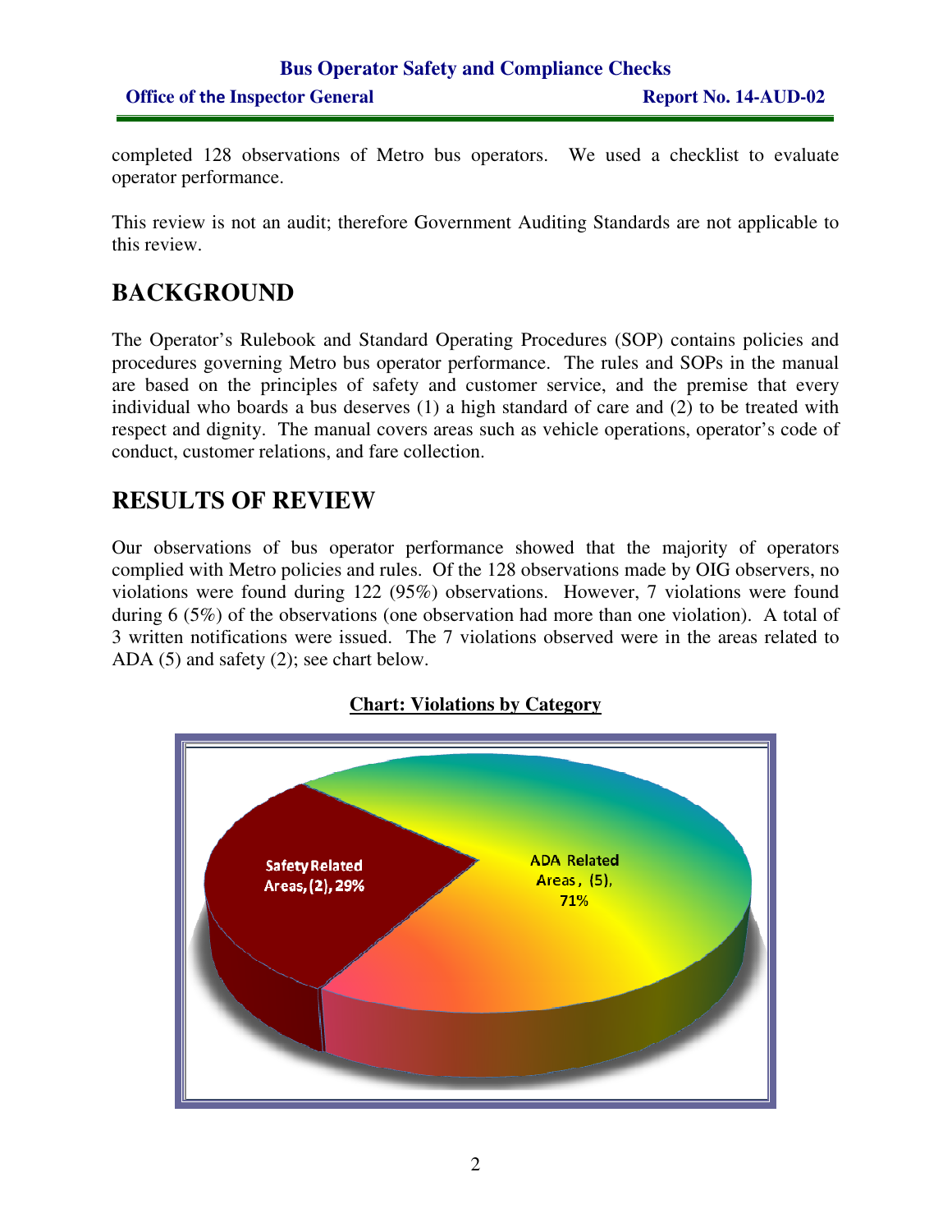completed 128 observations of Metro bus operators. We used a checklist to evaluate operator performance.

This review is not an audit; therefore Government Auditing Standards are not applicable to this review.

# BACKGROUND

The Operator's Rulebook and Standard Operating Procedures (SOP) contains policies and procedures governing Metro bus operator performance. The rules and SOPs in the manual are based on the principles of safety and customer service, and the premise that every individual who boards a bus deserves (1) a high standard of care and (2) to be treated with respect and dignity. The manual covers areas such as vehicle operations, operator's code of conduct, customer relations, and fare collection.

# RESULTS OF REVIEW

Our observations of bus operator performance showed that the majority of operators complied with Metro policies and rules. Of the 128 observations made by OIG observers, no violations were found during 122 (95%) observations. However, 7 violations were found during 6 (5%) of the observations (one observation had more than one violation). A total of 3 written notifications were issued. The 7 violations observed were in the areas related to ADA (5) and safety (2); see chart below.

**Chart: Violations by Category**

Safety Related Areas, (2), 29%

ADA Related Areas, (5), 71%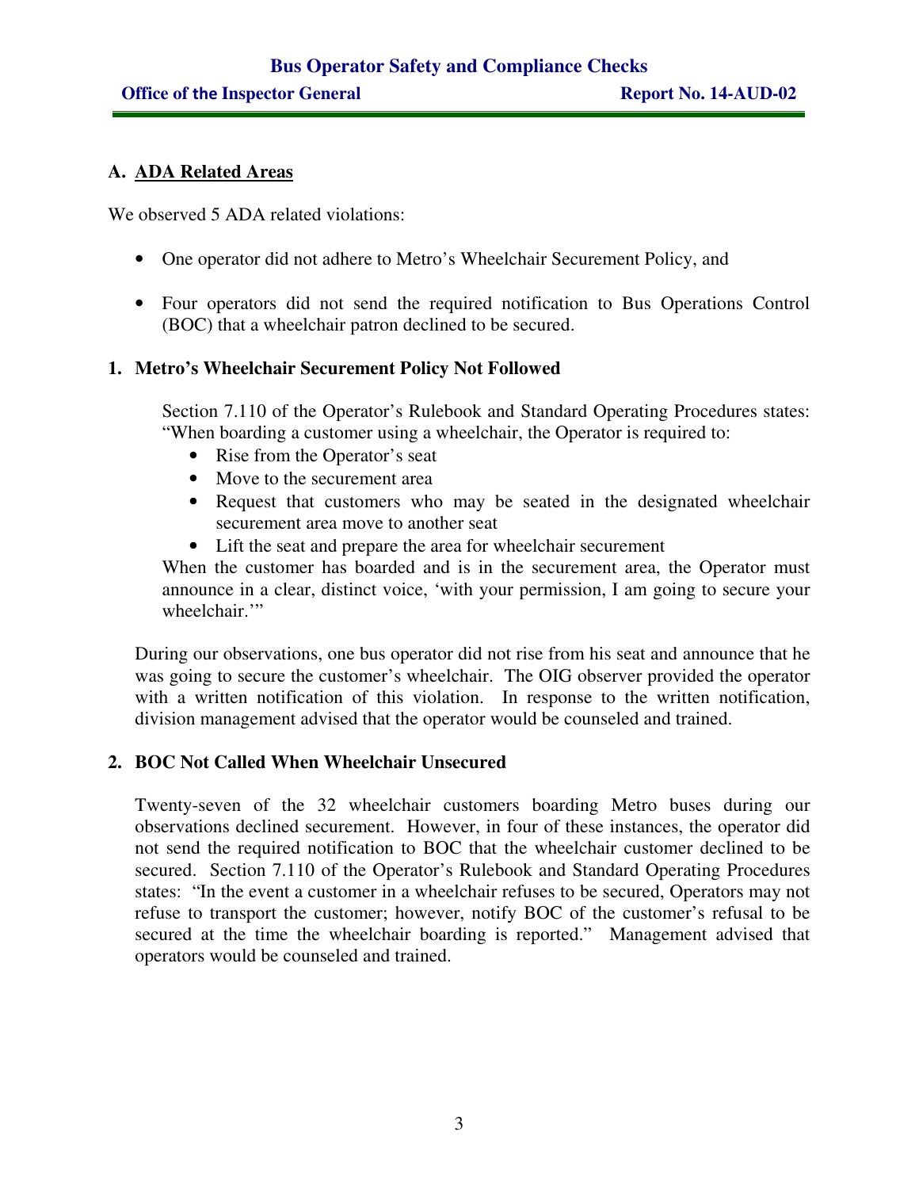## A. ADA Related Areas

We observed 5 ADA related violations:

- One operator did not adhere to Metro's Wheelchair Securement Policy, and
- Four operators did not send the required notification to Bus Operations Control (BOC) that a wheelchair patron declined to be secured.

### 1. Metro's Wheelchair Securement Policy Not Followed

Section 7.110 of the Operator's Rulebook and Standard Operating Procedures states: "When boarding a customer using a wheelchair, the Operator is required to:

- Rise from the Operator's seat
- Move to the securement area
- Request that customers who may be seated in the designated wheelchair securement area move to another seat
- Lift the seat and prepare the area for wheelchair securement

When the customer has boarded and is in the securement area, the Operator must announce in a clear, distinct voice, 'with your permission, I am going to secure your wheelchair.'"

During our observations, one bus operator did not rise from his seat and announce that he was going to secure the customer's wheelchair. The OIG observer provided the operator with a written notification of this violation. In response to the written notification, division management advised that the operator would be counseled and trained.

### 2. BOC Not Called When Wheelchair Unsecured

Twenty-seven of the 32 wheelchair customers boarding Metro buses during our observations declined securement. However, in four of these instances, the operator did not send the required notification to BOC that the wheelchair customer declined to be secured. Section 7.110 of the Operator's Rulebook and Standard Operating Procedures states: "In the event a customer in a wheelchair refuses to be secured, Operators may not refuse to transport the customer; however, notify BOC of the customer's refusal to be secured at the time the wheelchair boarding is reported." Management advised that operators would be counseled and trained.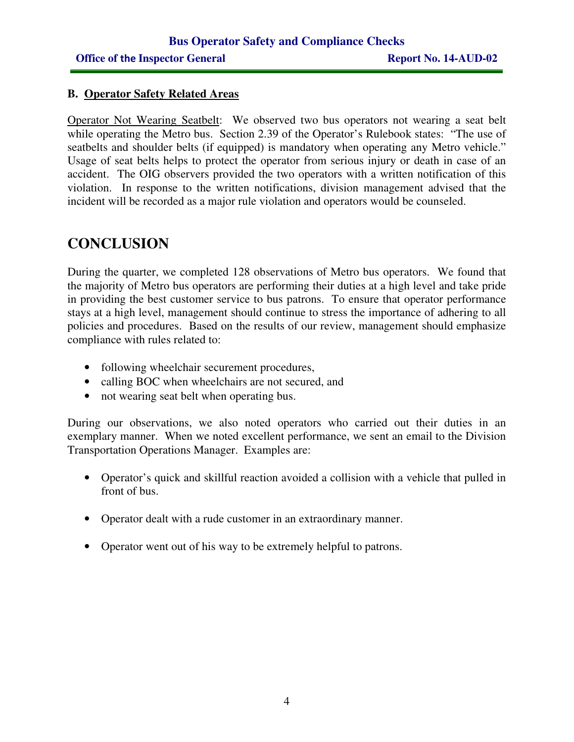### B. <u>Operator Safety Related Areas</u>

<u>Operator Not Wearing Seatbelt</u>: We observed two bus operators not wearing a seat belt while operating the Metro bus. Section 2.39 of the Operator's Rulebook states: "The use of seatbelts and shoulder belts (if equipped) is mandatory when operating any Metro vehicle." Usage of seat belts helps to protect the operator from serious injury or death in case of an accident. The OIG observers provided the two operators with a written notification of this violation. In response to the written notifications, division management advised that the incident will be recorded as a major rule violation and operators would be counseled.

# CONCLUSION

During the quarter, we completed 128 observations of Metro bus operators. We found that the majority of Metro bus operators are performing their duties at a high level and take pride in providing the best customer service to bus patrons. To ensure that operator performance stays at a high level, management should continue to stress the importance of adhering to all policies and procedures. Based on the results of our review, management should emphasize compliance with rules related to:

- following wheelchair securement procedures,
- calling BOC when wheelchairs are not secured, and
- not wearing seat belt when operating bus.

During our observations, we also noted operators who carried out their duties in an exemplary manner. When we noted excellent performance, we sent an email to the Division Transportation Operations Manager. Examples are:

- Operator's quick and skillful reaction avoided a collision with a vehicle that pulled in front of bus.

- Operator dealt with a rude customer in an extraordinary manner.

- Operator went out of his way to be extremely helpful to patrons.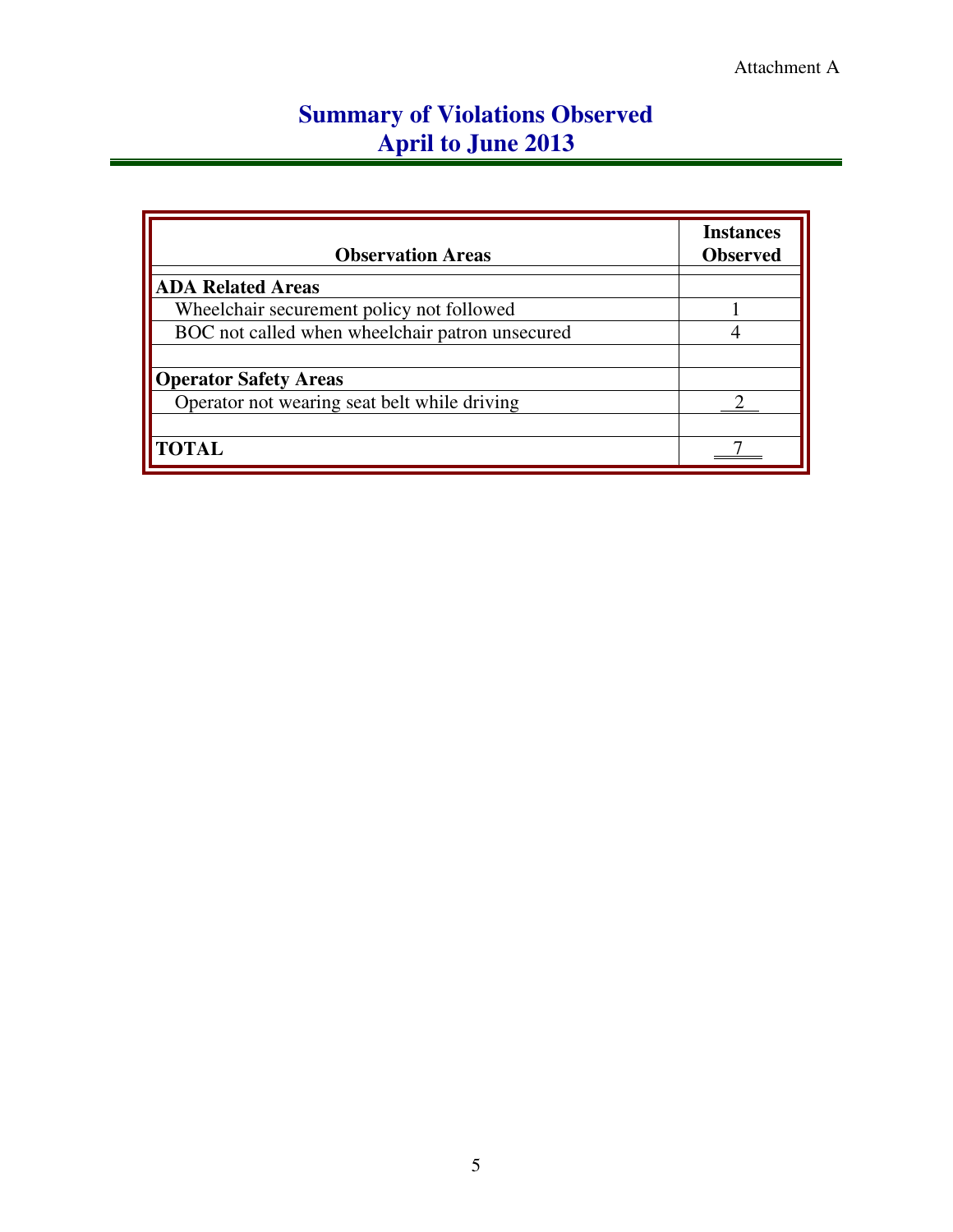Attachment A

# Summary of Violations Observed
## April to June 2013

| Observation Areas | Instances Observed |
|---|---|
| **ADA Related Areas** | |
| Wheelchair securement policy not followed | 1 |
| BOC not called when wheelchair patron unsecured | 4 |
| | |
| **Operator Safety Areas** | |
| Operator not wearing seat belt while driving | 2 |
| | |
| **TOTAL** | 7 |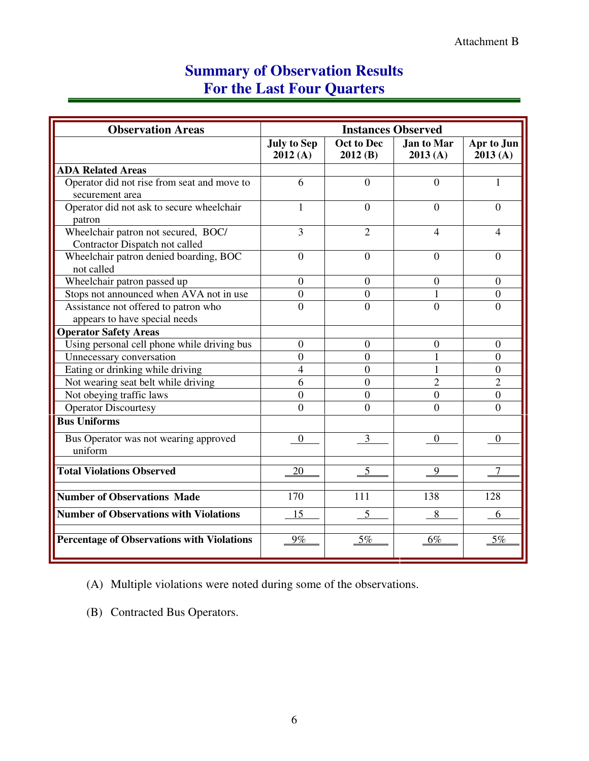Attachment B

# Summary of Observation Results
# For the Last Four Quarters

| Observation Areas | Instances Observed | | | |
|---|---|---|---|---|
| | July to Sep 2012 (A) | Oct to Dec 2012 (B) | Jan to Mar 2013 (A) | Apr to Jun 2013 (A) |
| **ADA Related Areas** | | | | |
| Operator did not rise from seat and move to securement area | 6 | 0 | 0 | 1 |
| Operator did not ask to secure wheelchair patron | 1 | 0 | 0 | 0 |
| Wheelchair patron not secured, BOC/ Contractor Dispatch not called | 3 | 2 | 4 | 4 |
| Wheelchair patron denied boarding, BOC not called | 0 | 0 | 0 | 0 |
| Wheelchair patron passed up | 0 | 0 | 0 | 0 |
| Stops not announced when AVA not in use | 0 | 0 | 1 | 0 |
| Assistance not offered to patron who appears to have special needs | 0 | 0 | 0 | 0 |
| **Operator Safety Areas** | | | | |
| Using personal cell phone while driving bus | 0 | 0 | 0 | 0 |
| Unnecessary conversation | 0 | 0 | 1 | 0 |
| Eating or drinking while driving | 4 | 0 | 1 | 0 |
| Not wearing seat belt while driving | 6 | 0 | 2 | 2 |
| Not obeying traffic laws | 0 | 0 | 0 | 0 |
| Operator Discourtesy | 0 | 0 | 0 | 0 |
| **Bus Uniforms** | | | | |
| Bus Operator was not wearing approved uniform | 0 | 3 | 0 | 0 |
| **Total Violations Observed** | 20 | 5 | 9 | 7 |
| **Number of Observations Made** | 170 | 111 | 138 | 128 |
| **Number of Observations with Violations** | 15 | 5 | 8 | 6 |
| **Percentage of Observations with Violations** | 9% | 5% | 6% | 5% |

(A) Multiple violations were noted during some of the observations.

(B) Contracted Bus Operators.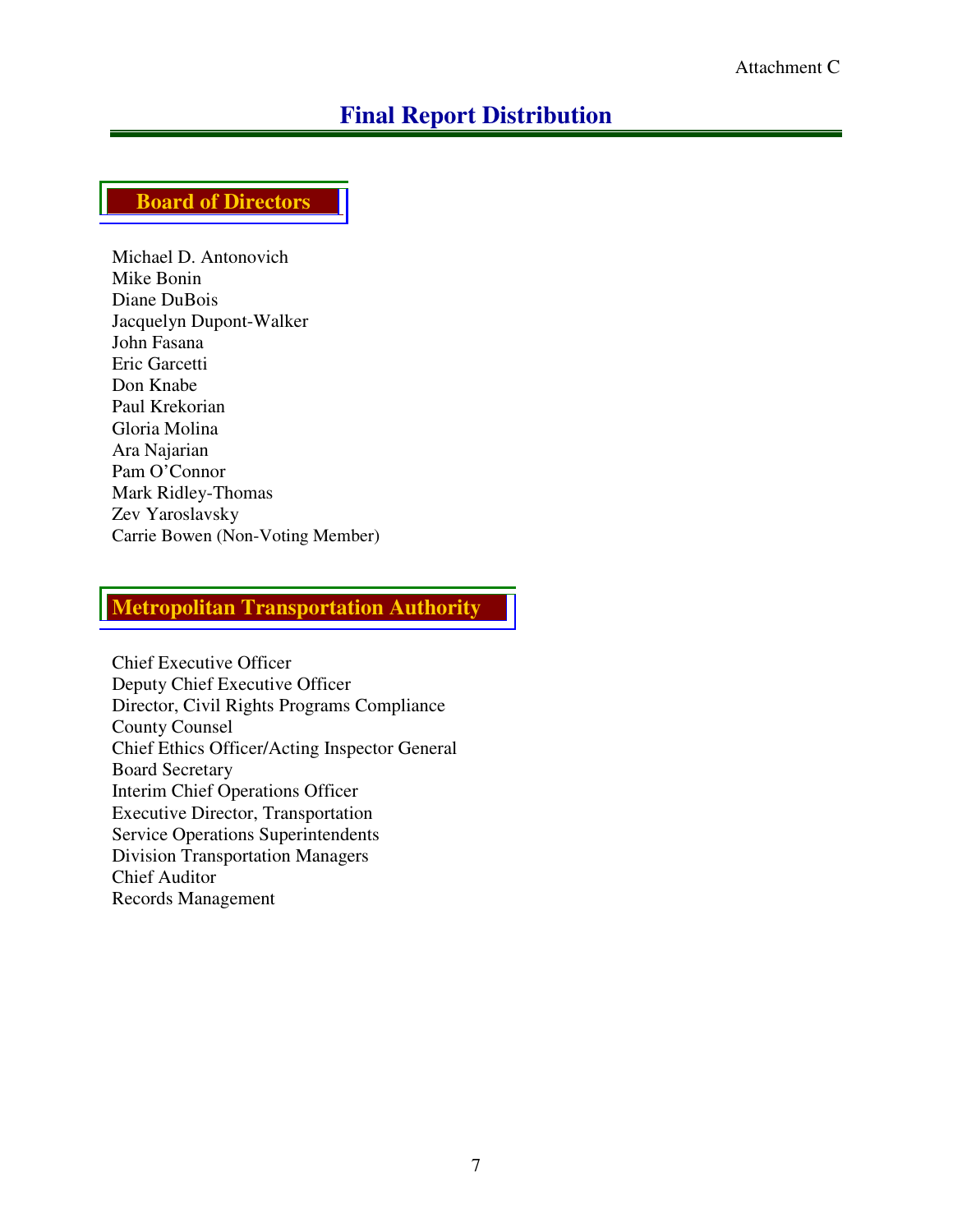Attachment C

# Final Report Distribution

## Board of Directors

Michael D. Antonovich
Mike Bonin
Diane DuBois
Jacquelyn Dupont-Walker
John Fasana
Eric Garcetti
Don Knabe
Paul Krekorian
Gloria Molina
Ara Najarian
Pam O'Connor
Mark Ridley-Thomas
Zev Yaroslavsky
Carrie Bowen (Non-Voting Member)

## Metropolitan Transportation Authority

Chief Executive Officer
Deputy Chief Executive Officer
Director, Civil Rights Programs Compliance
County Counsel
Chief Ethics Officer/Acting Inspector General
Board Secretary
Interim Chief Operations Officer
Executive Director, Transportation
Service Operations Superintendents
Division Transportation Managers
Chief Auditor
Records Management